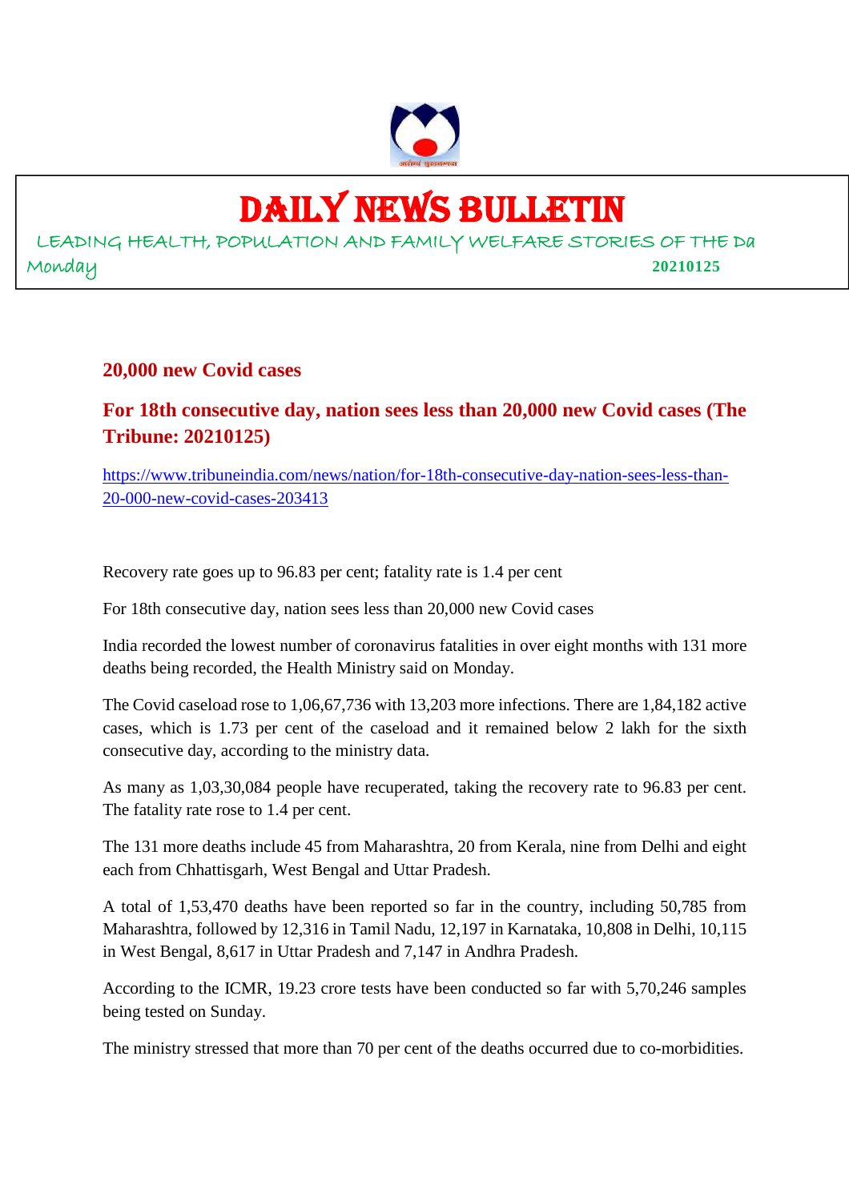# DAILY NEWS BULLETIN

LEADING HEALTH, POPULATION AND FAMILY WELFARE STORIES OF THE Da

Monday **20210125**

## 20,000 new Covid cases

## For 18th consecutive day, nation sees less than 20,000 new Covid cases (The Tribune: 20210125)

https://www.tribuneindia.com/news/nation/for-18th-consecutive-day-nation-sees-less-than-20-000-new-covid-cases-203413

Recovery rate goes up to 96.83 per cent; fatality rate is 1.4 per cent

For 18th consecutive day, nation sees less than 20,000 new Covid cases

India recorded the lowest number of coronavirus fatalities in over eight months with 131 more deaths being recorded, the Health Ministry said on Monday.

The Covid caseload rose to 1,06,67,736 with 13,203 more infections. There are 1,84,182 active cases, which is 1.73 per cent of the caseload and it remained below 2 lakh for the sixth consecutive day, according to the ministry data.

As many as 1,03,30,084 people have recuperated, taking the recovery rate to 96.83 per cent. The fatality rate rose to 1.4 per cent.

The 131 more deaths include 45 from Maharashtra, 20 from Kerala, nine from Delhi and eight each from Chhattisgarh, West Bengal and Uttar Pradesh.

A total of 1,53,470 deaths have been reported so far in the country, including 50,785 from Maharashtra, followed by 12,316 in Tamil Nadu, 12,197 in Karnataka, 10,808 in Delhi, 10,115 in West Bengal, 8,617 in Uttar Pradesh and 7,147 in Andhra Pradesh.

According to the ICMR, 19.23 crore tests have been conducted so far with 5,70,246 samples being tested on Sunday.

The ministry stressed that more than 70 per cent of the deaths occurred due to co-morbidities.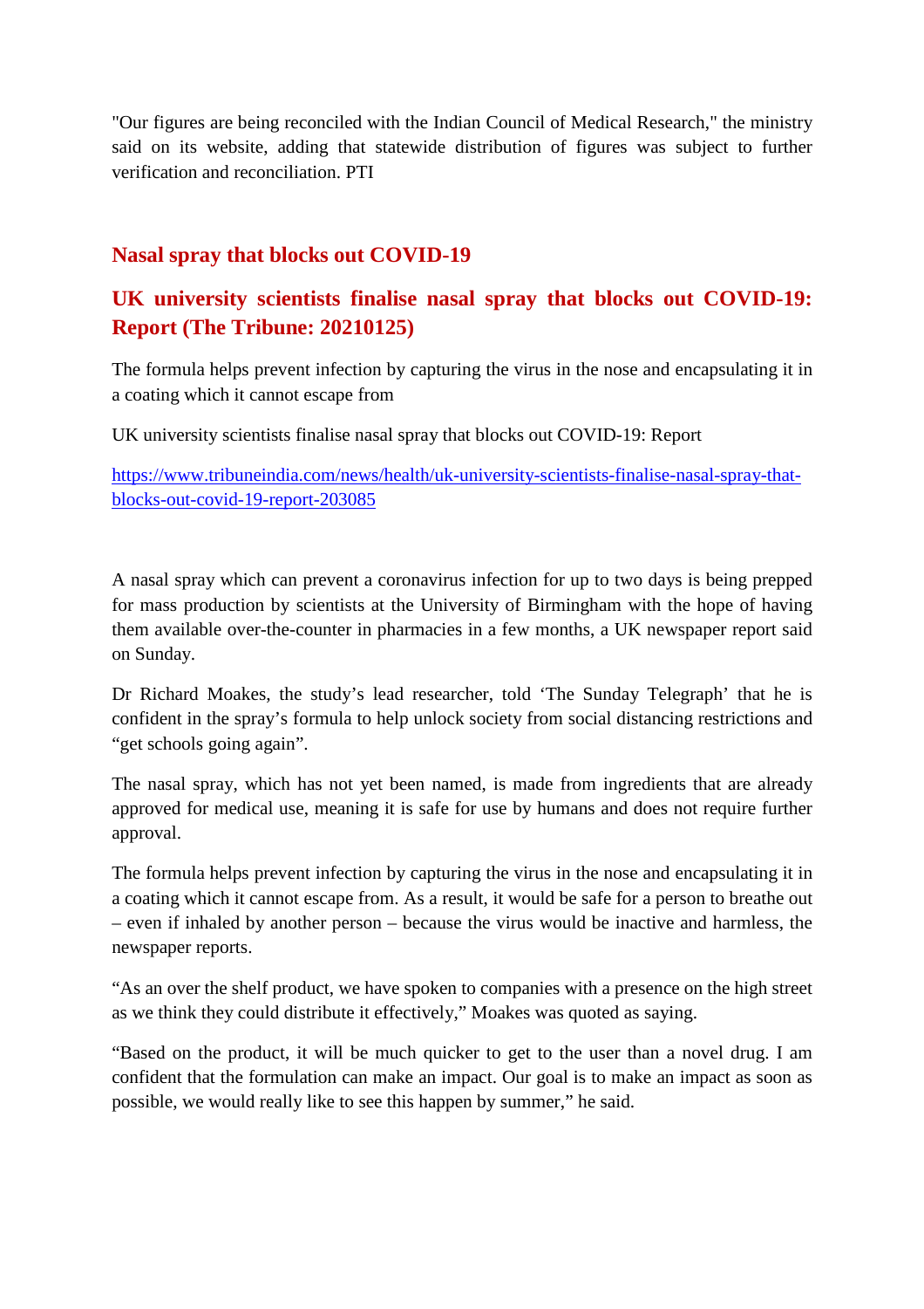"Our figures are being reconciled with the Indian Council of Medical Research," the ministry said on its website, adding that statewide distribution of figures was subject to further verification and reconciliation. PTI

## Nasal spray that blocks out COVID-19

## UK university scientists finalise nasal spray that blocks out COVID-19: Report (The Tribune: 20210125)

The formula helps prevent infection by capturing the virus in the nose and encapsulating it in a coating which it cannot escape from

UK university scientists finalise nasal spray that blocks out COVID-19: Report

https://www.tribuneindia.com/news/health/uk-university-scientists-finalise-nasal-spray-that-blocks-out-covid-19-report-203085

A nasal spray which can prevent a coronavirus infection for up to two days is being prepped for mass production by scientists at the University of Birmingham with the hope of having them available over-the-counter in pharmacies in a few months, a UK newspaper report said on Sunday.

Dr Richard Moakes, the study's lead researcher, told 'The Sunday Telegraph' that he is confident in the spray's formula to help unlock society from social distancing restrictions and "get schools going again".

The nasal spray, which has not yet been named, is made from ingredients that are already approved for medical use, meaning it is safe for use by humans and does not require further approval.

The formula helps prevent infection by capturing the virus in the nose and encapsulating it in a coating which it cannot escape from. As a result, it would be safe for a person to breathe out – even if inhaled by another person – because the virus would be inactive and harmless, the newspaper reports.

"As an over the shelf product, we have spoken to companies with a presence on the high street as we think they could distribute it effectively," Moakes was quoted as saying.

"Based on the product, it will be much quicker to get to the user than a novel drug. I am confident that the formulation can make an impact. Our goal is to make an impact as soon as possible, we would really like to see this happen by summer," he said.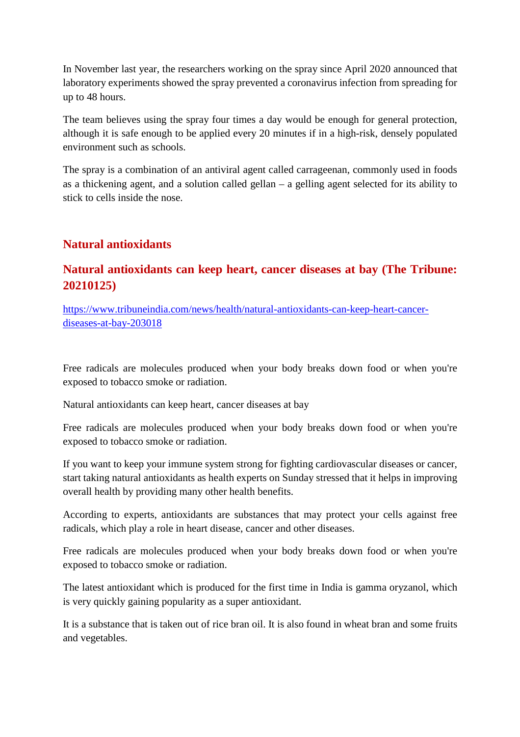In November last year, the researchers working on the spray since April 2020 announced that laboratory experiments showed the spray prevented a coronavirus infection from spreading for up to 48 hours.

The team believes using the spray four times a day would be enough for general protection, although it is safe enough to be applied every 20 minutes if in a high-risk, densely populated environment such as schools.

The spray is a combination of an antiviral agent called carrageenan, commonly used in foods as a thickening agent, and a solution called gellan – a gelling agent selected for its ability to stick to cells inside the nose.

## Natural antioxidants

## Natural antioxidants can keep heart, cancer diseases at bay (The Tribune: 20210125)

https://www.tribuneindia.com/news/health/natural-antioxidants-can-keep-heart-cancer-diseases-at-bay-203018

Free radicals are molecules produced when your body breaks down food or when you're exposed to tobacco smoke or radiation.

Natural antioxidants can keep heart, cancer diseases at bay

Free radicals are molecules produced when your body breaks down food or when you're exposed to tobacco smoke or radiation.

If you want to keep your immune system strong for fighting cardiovascular diseases or cancer, start taking natural antioxidants as health experts on Sunday stressed that it helps in improving overall health by providing many other health benefits.

According to experts, antioxidants are substances that may protect your cells against free radicals, which play a role in heart disease, cancer and other diseases.

Free radicals are molecules produced when your body breaks down food or when you're exposed to tobacco smoke or radiation.

The latest antioxidant which is produced for the first time in India is gamma oryzanol, which is very quickly gaining popularity as a super antioxidant.

It is a substance that is taken out of rice bran oil. It is also found in wheat bran and some fruits and vegetables.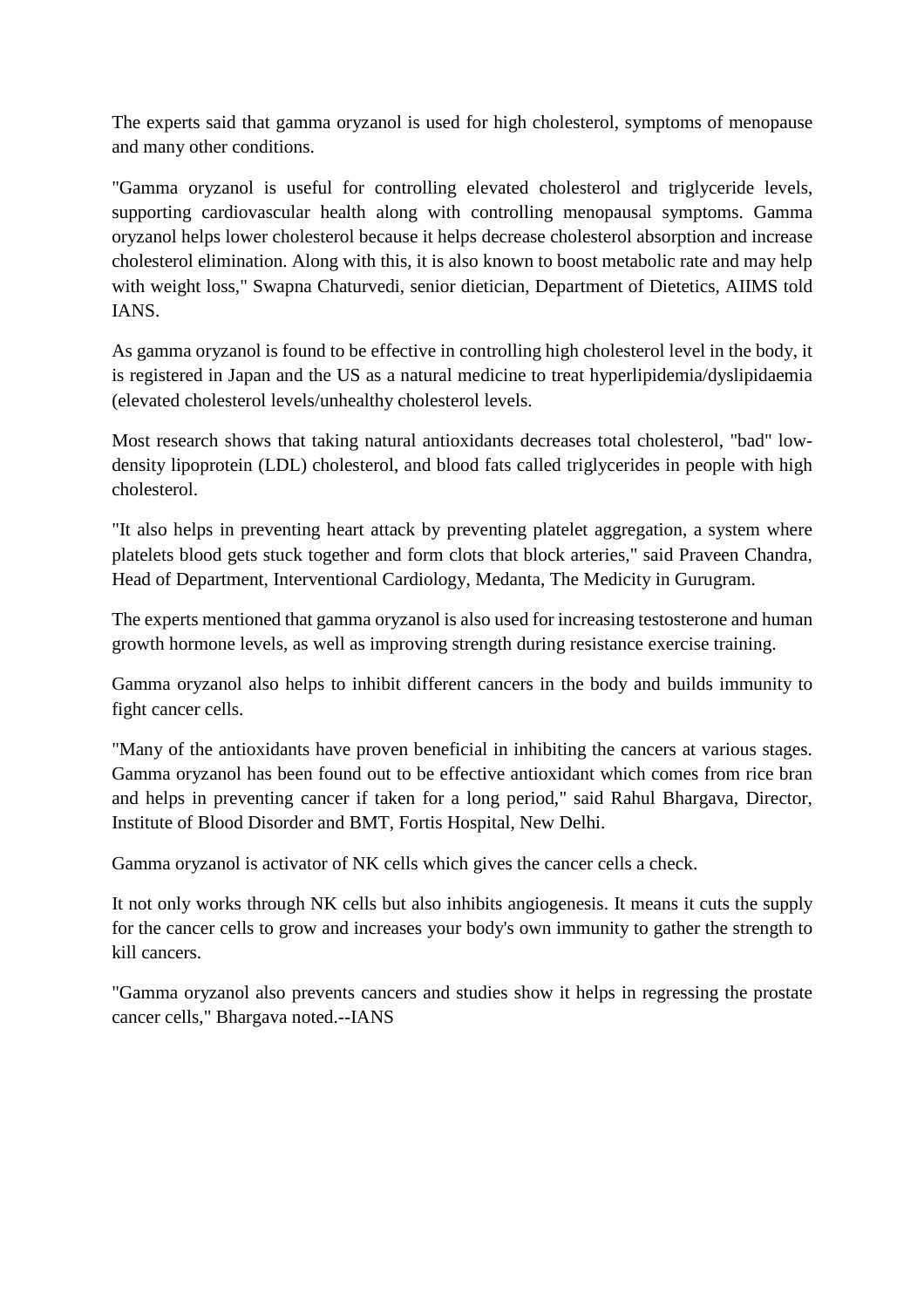The experts said that gamma oryzanol is used for high cholesterol, symptoms of menopause and many other conditions.

"Gamma oryzanol is useful for controlling elevated cholesterol and triglyceride levels, supporting cardiovascular health along with controlling menopausal symptoms. Gamma oryzanol helps lower cholesterol because it helps decrease cholesterol absorption and increase cholesterol elimination. Along with this, it is also known to boost metabolic rate and may help with weight loss," Swapna Chaturvedi, senior dietician, Department of Dietetics, AIIMS told IANS.

As gamma oryzanol is found to be effective in controlling high cholesterol level in the body, it is registered in Japan and the US as a natural medicine to treat hyperlipidemia/dyslipidaemia (elevated cholesterol levels/unhealthy cholesterol levels.

Most research shows that taking natural antioxidants decreases total cholesterol, "bad" low-density lipoprotein (LDL) cholesterol, and blood fats called triglycerides in people with high cholesterol.

"It also helps in preventing heart attack by preventing platelet aggregation, a system where platelets blood gets stuck together and form clots that block arteries," said Praveen Chandra, Head of Department, Interventional Cardiology, Medanta, The Medicity in Gurugram.

The experts mentioned that gamma oryzanol is also used for increasing testosterone and human growth hormone levels, as well as improving strength during resistance exercise training.

Gamma oryzanol also helps to inhibit different cancers in the body and builds immunity to fight cancer cells.

"Many of the antioxidants have proven beneficial in inhibiting the cancers at various stages. Gamma oryzanol has been found out to be effective antioxidant which comes from rice bran and helps in preventing cancer if taken for a long period," said Rahul Bhargava, Director, Institute of Blood Disorder and BMT, Fortis Hospital, New Delhi.

Gamma oryzanol is activator of NK cells which gives the cancer cells a check.

It not only works through NK cells but also inhibits angiogenesis. It means it cuts the supply for the cancer cells to grow and increases your body's own immunity to gather the strength to kill cancers.

"Gamma oryzanol also prevents cancers and studies show it helps in regressing the prostate cancer cells," Bhargava noted.--IANS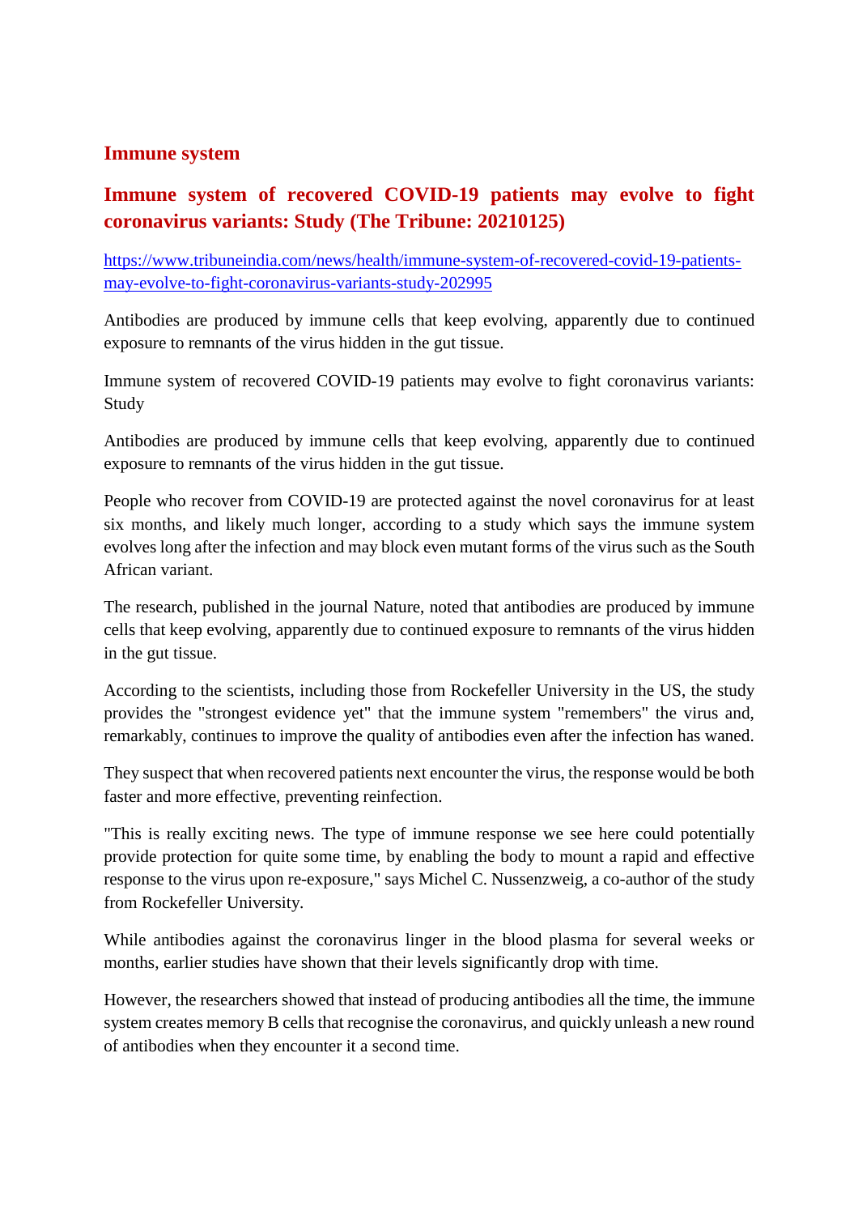## Immune system

### Immune system of recovered COVID-19 patients may evolve to fight coronavirus variants: Study (The Tribune: 20210125)

https://www.tribuneindia.com/news/health/immune-system-of-recovered-covid-19-patients-may-evolve-to-fight-coronavirus-variants-study-202995

Antibodies are produced by immune cells that keep evolving, apparently due to continued exposure to remnants of the virus hidden in the gut tissue.

Immune system of recovered COVID-19 patients may evolve to fight coronavirus variants: Study

Antibodies are produced by immune cells that keep evolving, apparently due to continued exposure to remnants of the virus hidden in the gut tissue.

People who recover from COVID-19 are protected against the novel coronavirus for at least six months, and likely much longer, according to a study which says the immune system evolves long after the infection and may block even mutant forms of the virus such as the South African variant.

The research, published in the journal Nature, noted that antibodies are produced by immune cells that keep evolving, apparently due to continued exposure to remnants of the virus hidden in the gut tissue.

According to the scientists, including those from Rockefeller University in the US, the study provides the "strongest evidence yet" that the immune system "remembers" the virus and, remarkably, continues to improve the quality of antibodies even after the infection has waned.

They suspect that when recovered patients next encounter the virus, the response would be both faster and more effective, preventing reinfection.

"This is really exciting news. The type of immune response we see here could potentially provide protection for quite some time, by enabling the body to mount a rapid and effective response to the virus upon re-exposure," says Michel C. Nussenzweig, a co-author of the study from Rockefeller University.

While antibodies against the coronavirus linger in the blood plasma for several weeks or months, earlier studies have shown that their levels significantly drop with time.

However, the researchers showed that instead of producing antibodies all the time, the immune system creates memory B cells that recognise the coronavirus, and quickly unleash a new round of antibodies when they encounter it a second time.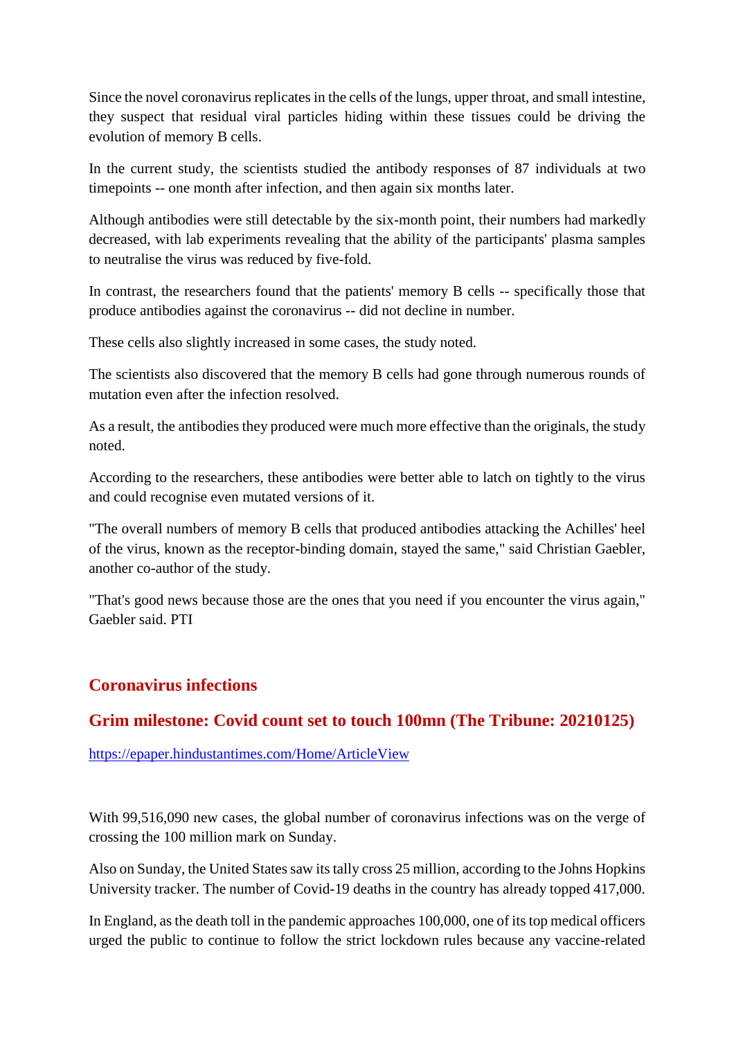Since the novel coronavirus replicates in the cells of the lungs, upper throat, and small intestine, they suspect that residual viral particles hiding within these tissues could be driving the evolution of memory B cells.

In the current study, the scientists studied the antibody responses of 87 individuals at two timepoints -- one month after infection, and then again six months later.

Although antibodies were still detectable by the six-month point, their numbers had markedly decreased, with lab experiments revealing that the ability of the participants' plasma samples to neutralise the virus was reduced by five-fold.

In contrast, the researchers found that the patients' memory B cells -- specifically those that produce antibodies against the coronavirus -- did not decline in number.

These cells also slightly increased in some cases, the study noted.

The scientists also discovered that the memory B cells had gone through numerous rounds of mutation even after the infection resolved.

As a result, the antibodies they produced were much more effective than the originals, the study noted.

According to the researchers, these antibodies were better able to latch on tightly to the virus and could recognise even mutated versions of it.

"The overall numbers of memory B cells that produced antibodies attacking the Achilles' heel of the virus, known as the receptor-binding domain, stayed the same," said Christian Gaebler, another co-author of the study.

"That's good news because those are the ones that you need if you encounter the virus again," Gaebler said. PTI

## Coronavirus infections

### Grim milestone: Covid count set to touch 100mn (The Tribune: 20210125)

https://epaper.hindustantimes.com/Home/ArticleView

With 99,516,090 new cases, the global number of coronavirus infections was on the verge of crossing the 100 million mark on Sunday.

Also on Sunday, the United States saw its tally cross 25 million, according to the Johns Hopkins University tracker. The number of Covid-19 deaths in the country has already topped 417,000.

In England, as the death toll in the pandemic approaches 100,000, one of its top medical officers urged the public to continue to follow the strict lockdown rules because any vaccine-related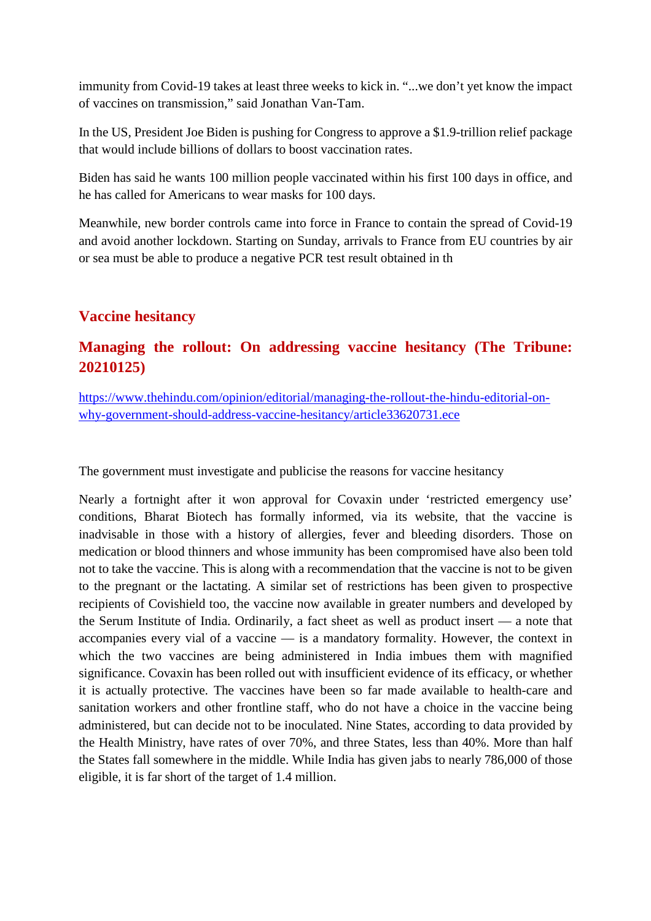immunity from Covid-19 takes at least three weeks to kick in. "...we don't yet know the impact of vaccines on transmission," said Jonathan Van-Tam.

In the US, President Joe Biden is pushing for Congress to approve a $1.9-trillion relief package that would include billions of dollars to boost vaccination rates.

Biden has said he wants 100 million people vaccinated within his first 100 days in office, and he has called for Americans to wear masks for 100 days.

Meanwhile, new border controls came into force in France to contain the spread of Covid-19 and avoid another lockdown. Starting on Sunday, arrivals to France from EU countries by air or sea must be able to produce a negative PCR test result obtained in th

## Vaccine hesitancy

## Managing the rollout: On addressing vaccine hesitancy (The Tribune: 20210125)

https://www.thehindu.com/opinion/editorial/managing-the-rollout-the-hindu-editorial-on-why-government-should-address-vaccine-hesitancy/article33620731.ece

The government must investigate and publicise the reasons for vaccine hesitancy

Nearly a fortnight after it won approval for Covaxin under 'restricted emergency use' conditions, Bharat Biotech has formally informed, via its website, that the vaccine is inadvisable in those with a history of allergies, fever and bleeding disorders. Those on medication or blood thinners and whose immunity has been compromised have also been told not to take the vaccine. This is along with a recommendation that the vaccine is not to be given to the pregnant or the lactating. A similar set of restrictions has been given to prospective recipients of Covishield too, the vaccine now available in greater numbers and developed by the Serum Institute of India. Ordinarily, a fact sheet as well as product insert — a note that accompanies every vial of a vaccine — is a mandatory formality. However, the context in which the two vaccines are being administered in India imbues them with magnified significance. Covaxin has been rolled out with insufficient evidence of its efficacy, or whether it is actually protective. The vaccines have been so far made available to health-care and sanitation workers and other frontline staff, who do not have a choice in the vaccine being administered, but can decide not to be inoculated. Nine States, according to data provided by the Health Ministry, have rates of over 70%, and three States, less than 40%. More than half the States fall somewhere in the middle. While India has given jabs to nearly 786,000 of those eligible, it is far short of the target of 1.4 million.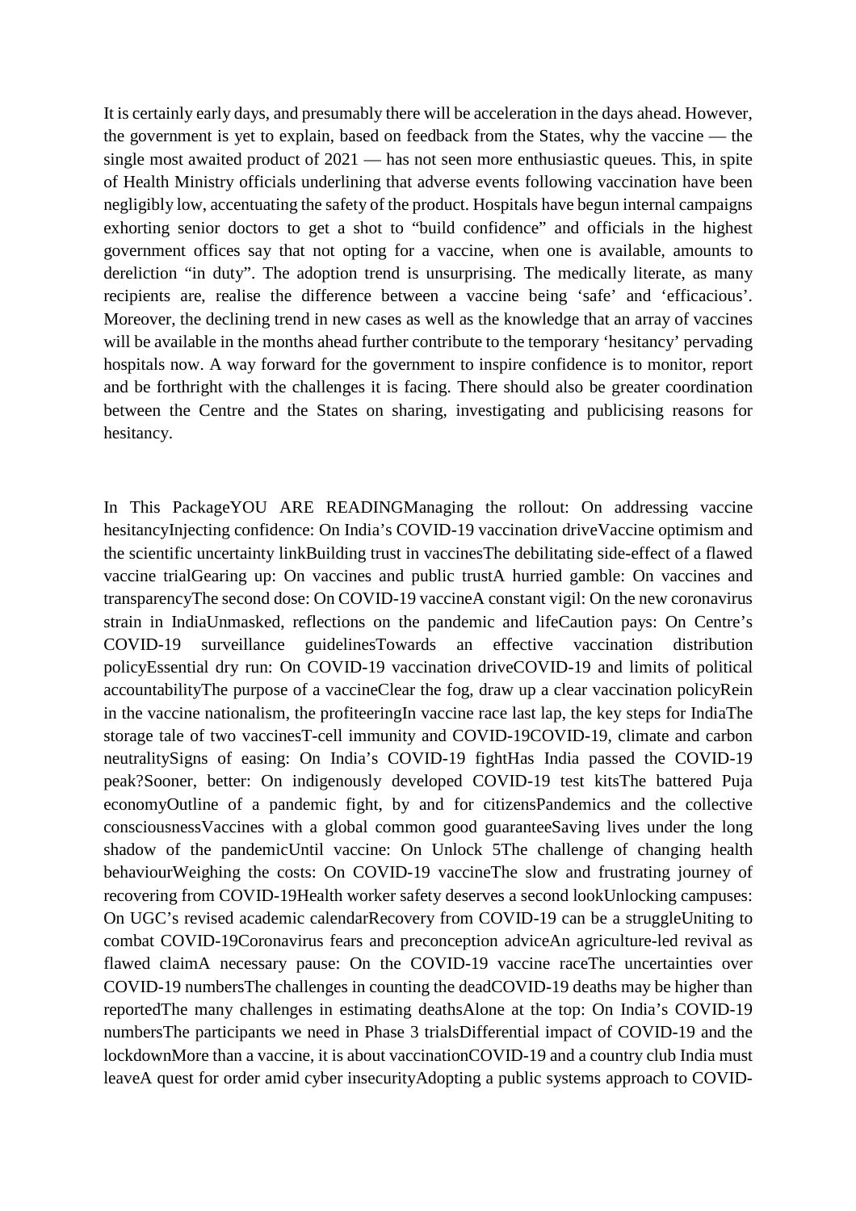It is certainly early days, and presumably there will be acceleration in the days ahead. However, the government is yet to explain, based on feedback from the States, why the vaccine — the single most awaited product of 2021 — has not seen more enthusiastic queues. This, in spite of Health Ministry officials underlining that adverse events following vaccination have been negligibly low, accentuating the safety of the product. Hospitals have begun internal campaigns exhorting senior doctors to get a shot to "build confidence" and officials in the highest government offices say that not opting for a vaccine, when one is available, amounts to dereliction "in duty". The adoption trend is unsurprising. The medically literate, as many recipients are, realise the difference between a vaccine being 'safe' and 'efficacious'. Moreover, the declining trend in new cases as well as the knowledge that an array of vaccines will be available in the months ahead further contribute to the temporary 'hesitancy' pervading hospitals now. A way forward for the government to inspire confidence is to monitor, report and be forthright with the challenges it is facing. There should also be greater coordination between the Centre and the States on sharing, investigating and publicising reasons for hesitancy.

In This PackageYOU ARE READINGManaging the rollout: On addressing vaccine hesitancyInjecting confidence: On India's COVID-19 vaccination driveVaccine optimism and the scientific uncertainty linkBuilding trust in vaccinesThe debilitating side-effect of a flawed vaccine trialGearing up: On vaccines and public trustA hurried gamble: On vaccines and transparencyThe second dose: On COVID-19 vaccineA constant vigil: On the new coronavirus strain in IndiaUnmasked, reflections on the pandemic and lifeCaution pays: On Centre's COVID-19 surveillance guidelinesTowards an effective vaccination distribution policyEssential dry run: On COVID-19 vaccination driveCOVID-19 and limits of political accountabilityThe purpose of a vaccineClear the fog, draw up a clear vaccination policyRein in the vaccine nationalism, the profiteeringIn vaccine race last lap, the key steps for IndiaThe storage tale of two vaccinesT-cell immunity and COVID-19COVID-19, climate and carbon neutralitySigns of easing: On India's COVID-19 fightHas India passed the COVID-19 peak?Sooner, better: On indigenously developed COVID-19 test kitsThe battered Puja economyOutline of a pandemic fight, by and for citizensPandemics and the collective consciousnessVaccines with a global common good guaranteeSaving lives under the long shadow of the pandemicUntil vaccine: On Unlock 5The challenge of changing health behaviourWeighing the costs: On COVID-19 vaccineThe slow and frustrating journey of recovering from COVID-19Health worker safety deserves a second lookUnlocking campuses: On UGC's revised academic calendarRecovery from COVID-19 can be a struggleUniting to combat COVID-19Coronavirus fears and preconception adviceAn agriculture-led revival as flawed claimA necessary pause: On the COVID-19 vaccine raceThe uncertainties over COVID-19 numbersThe challenges in counting the deadCOVID-19 deaths may be higher than reportedThe many challenges in estimating deathsAlone at the top: On India's COVID-19 numbersThe participants we need in Phase 3 trialsDifferential impact of COVID-19 and the lockdownMore than a vaccine, it is about vaccinationCOVID-19 and a country club India must leaveA quest for order amid cyber insecurityAdopting a public systems approach to COVID-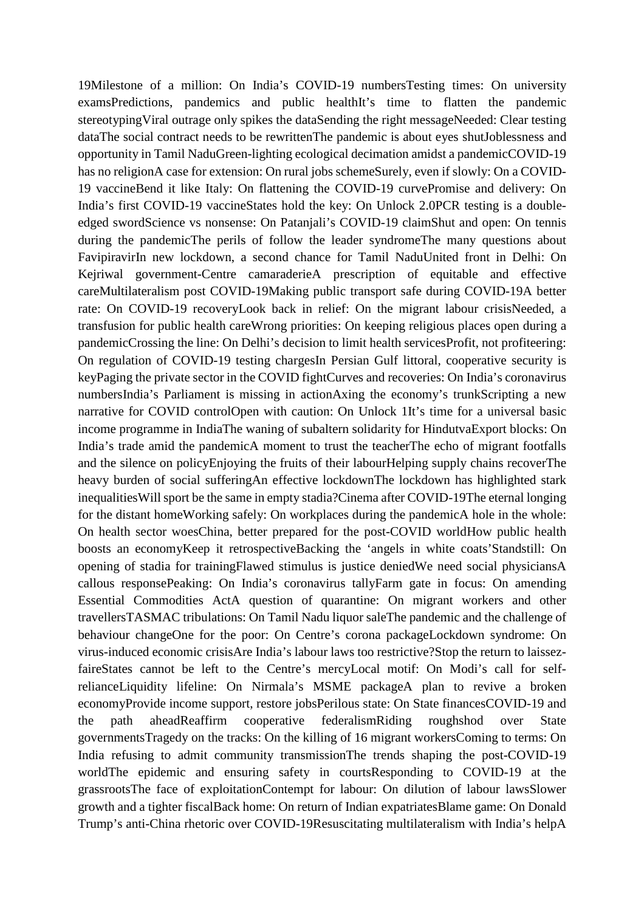19Milestone of a million: On India's COVID-19 numbersTesting times: On university examsPredictions, pandemics and public healthIt's time to flatten the pandemic stereotypingViral outrage only spikes the dataSending the right messageNeeded: Clear testing dataThe social contract needs to be rewrittenThe pandemic is about eyes shutJoblessness and opportunity in Tamil NaduGreen-lighting ecological decimation amidst a pandemicCOVID-19 has no religionA case for extension: On rural jobs schemeSurely, even if slowly: On a COVID-19 vaccineBend it like Italy: On flattening the COVID-19 curvePromise and delivery: On India's first COVID-19 vaccineStates hold the key: On Unlock 2.0PCR testing is a double-edged swordScience vs nonsense: On Patanjali's COVID-19 claimShut and open: On tennis during the pandemicThe perils of follow the leader syndromeThe many questions about FavipiravirIn new lockdown, a second chance for Tamil NaduUnited front in Delhi: On Kejriwal government-Centre camaraderieA prescription of equitable and effective careMultilateralism post COVID-19Making public transport safe during COVID-19A better rate: On COVID-19 recoveryLook back in relief: On the migrant labour crisisNeeded, a transfusion for public health careWrong priorities: On keeping religious places open during a pandemicCrossing the line: On Delhi's decision to limit health servicesProfit, not profiteering: On regulation of COVID-19 testing chargesIn Persian Gulf littoral, cooperative security is keyPaging the private sector in the COVID fightCurves and recoveries: On India's coronavirus numbersIndia's Parliament is missing in actionAxing the economy's trunkScripting a new narrative for COVID controlOpen with caution: On Unlock 1It's time for a universal basic income programme in IndiaThe waning of subaltern solidarity for HindutvaExport blocks: On India's trade amid the pandemicA moment to trust the teacherThe echo of migrant footfalls and the silence on policyEnjoying the fruits of their labourHelping supply chains recoverThe heavy burden of social sufferingAn effective lockdownThe lockdown has highlighted stark inequalitiesWill sport be the same in empty stadia?Cinema after COVID-19The eternal longing for the distant homeWorking safely: On workplaces during the pandemicA hole in the whole: On health sector woesChina, better prepared for the post-COVID worldHow public health boosts an economyKeep it retrospectiveBacking the 'angels in white coats'Standstill: On opening of stadia for trainingFlawed stimulus is justice deniedWe need social physiciansA callous responsePeaking: On India's coronavirus tallyFarm gate in focus: On amending Essential Commodities ActA question of quarantine: On migrant workers and other travellersTASMAC tribulations: On Tamil Nadu liquor saleThe pandemic and the challenge of behaviour changeOne for the poor: On Centre's corona packageLockdown syndrome: On virus-induced economic crisisAre India's labour laws too restrictive?Stop the return to laissez-faireStates cannot be left to the Centre's mercyLocal motif: On Modi's call for self-relianceLiquidity lifeline: On Nirmala's MSME packageA plan to revive a broken economyProvide income support, restore jobsPerilous state: On State financesCOVID-19 and the path aheadReaffirm cooperative federalismRiding roughshod over State governmentsTragedy on the tracks: On the killing of 16 migrant workersComing to terms: On India refusing to admit community transmissionThe trends shaping the post-COVID-19 worldThe epidemic and ensuring safety in courtsResponding to COVID-19 at the grassrootsThe face of exploitationContempt for labour: On dilution of labour lawsSlower growth and a tighter fiscalBack home: On return of Indian expatriatesBlame game: On Donald Trump's anti-China rhetoric over COVID-19Resuscitating multilateralism with India's helpA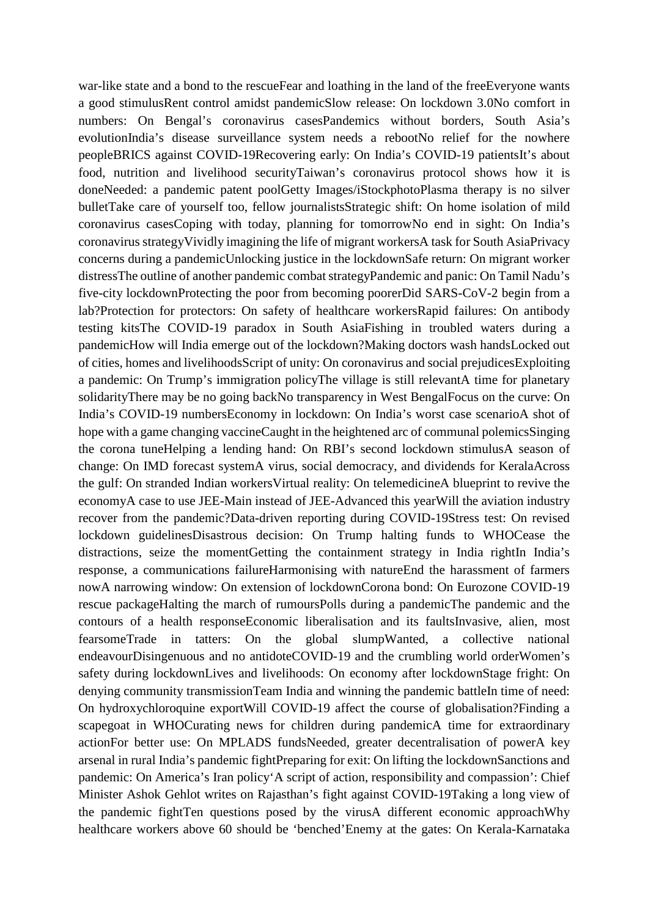war-like state and a bond to the rescueFear and loathing in the land of the freeEveryone wants a good stimulusRent control amidst pandemicSlow release: On lockdown 3.0No comfort in numbers: On Bengal's coronavirus casesPandemics without borders, South Asia's evolutionIndia's disease surveillance system needs a rebootNo relief for the nowhere peopleBRICS against COVID-19Recovering early: On India's COVID-19 patientsIt's about food, nutrition and livelihood securityTaiwan's coronavirus protocol shows how it is doneNeeded: a pandemic patent poolGetty Images/iStockphotoPlasma therapy is no silver bulletTake care of yourself too, fellow journalistsStrategic shift: On home isolation of mild coronavirus casesCoping with today, planning for tomorrowNo end in sight: On India's coronavirus strategyVividly imagining the life of migrant workersA task for South AsiaPrivacy concerns during a pandemicUnlocking justice in the lockdownSafe return: On migrant worker distressThe outline of another pandemic combat strategyPandemic and panic: On Tamil Nadu's five-city lockdownProtecting the poor from becoming poorerDid SARS-CoV-2 begin from a lab?Protection for protectors: On safety of healthcare workersRapid failures: On antibody testing kitsThe COVID-19 paradox in South AsiaFishing in troubled waters during a pandemicHow will India emerge out of the lockdown?Making doctors wash handsLocked out of cities, homes and livelihoodsScript of unity: On coronavirus and social prejudicesExploiting a pandemic: On Trump's immigration policyThe village is still relevantA time for planetary solidarityThere may be no going backNo transparency in West BengalFocus on the curve: On India's COVID-19 numbersEconomy in lockdown: On India's worst case scenarioA shot of hope with a game changing vaccineCaught in the heightened arc of communal polemicsSinging the corona tuneHelping a lending hand: On RBI's second lockdown stimulusA season of change: On IMD forecast systemA virus, social democracy, and dividends for KeralaAcross the gulf: On stranded Indian workersVirtual reality: On telemedicineA blueprint to revive the economyA case to use JEE-Main instead of JEE-Advanced this yearWill the aviation industry recover from the pandemic?Data-driven reporting during COVID-19Stress test: On revised lockdown guidelinesDisastrous decision: On Trump halting funds to WHOCease the distractions, seize the momentGetting the containment strategy in India rightIn India's response, a communications failureHarmonising with natureEnd the harassment of farmers nowA narrowing window: On extension of lockdownCorona bond: On Eurozone COVID-19 rescue packageHalting the march of rumoursPolls during a pandemicThe pandemic and the contours of a health responseEconomic liberalisation and its faultsInvasive, alien, most fearsomeTrade in tatters: On the global slumpWanted, a collective national endeavourDisingenuous and no antidoteCOVID-19 and the crumbling world orderWomen's safety during lockdownLives and livelihoods: On economy after lockdownStage fright: On denying community transmissionTeam India and winning the pandemic battleIn time of need: On hydroxychloroquine exportWill COVID-19 affect the course of globalisation?Finding a scapegoat in WHOCurating news for children during pandemicA time for extraordinary actionFor better use: On MPLADS fundsNeeded, greater decentralisation of powerA key arsenal in rural India's pandemic fightPreparing for exit: On lifting the lockdownSanctions and pandemic: On America's Iran policy'A script of action, responsibility and compassion': Chief Minister Ashok Gehlot writes on Rajasthan's fight against COVID-19Taking a long view of the pandemic fightTen questions posed by the virusA different economic approachWhy healthcare workers above 60 should be 'benched'Enemy at the gates: On Kerala-Karnataka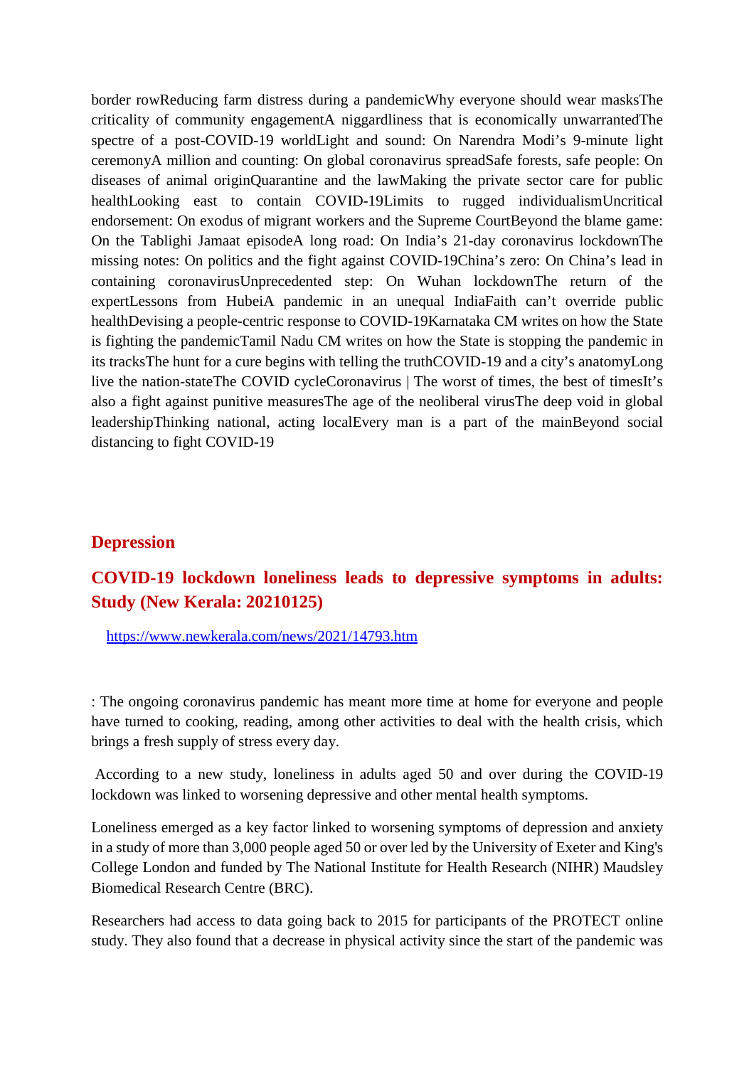border rowReducing farm distress during a pandemicWhy everyone should wear masksThe criticality of community engagementA niggardliness that is economically unwarrantedThe spectre of a post-COVID-19 worldLight and sound: On Narendra Modi's 9-minute light ceremonyA million and counting: On global coronavirus spreadSafe forests, safe people: On diseases of animal originQuarantine and the lawMaking the private sector care for public healthLooking east to contain COVID-19Limits to rugged individualismUncritical endorsement: On exodus of migrant workers and the Supreme CourtBeyond the blame game: On the Tablighi Jamaat episodeA long road: On India's 21-day coronavirus lockdownThe missing notes: On politics and the fight against COVID-19China's zero: On China's lead in containing coronavirusUnprecedented step: On Wuhan lockdownThe return of the expertLessons from HubeiA pandemic in an unequal IndiaFaith can't override public healthDevising a people-centric response to COVID-19Karnataka CM writes on how the State is fighting the pandemicTamil Nadu CM writes on how the State is stopping the pandemic in its tracksThe hunt for a cure begins with telling the truthCOVID-19 and a city's anatomyLong live the nation-stateThe COVID cycleCoronavirus | The worst of times, the best of timesIt's also a fight against punitive measuresThe age of the neoliberal virusThe deep void in global leadershipThinking national, acting localEvery man is a part of the mainBeyond social distancing to fight COVID-19

## Depression

## COVID-19 lockdown loneliness leads to depressive symptoms in adults: Study (New Kerala: 20210125)

https://www.newkerala.com/news/2021/14793.htm

: The ongoing coronavirus pandemic has meant more time at home for everyone and people have turned to cooking, reading, among other activities to deal with the health crisis, which brings a fresh supply of stress every day.

According to a new study, loneliness in adults aged 50 and over during the COVID-19 lockdown was linked to worsening depressive and other mental health symptoms.

Loneliness emerged as a key factor linked to worsening symptoms of depression and anxiety in a study of more than 3,000 people aged 50 or over led by the University of Exeter and King's College London and funded by The National Institute for Health Research (NIHR) Maudsley Biomedical Research Centre (BRC).

Researchers had access to data going back to 2015 for participants of the PROTECT online study. They also found that a decrease in physical activity since the start of the pandemic was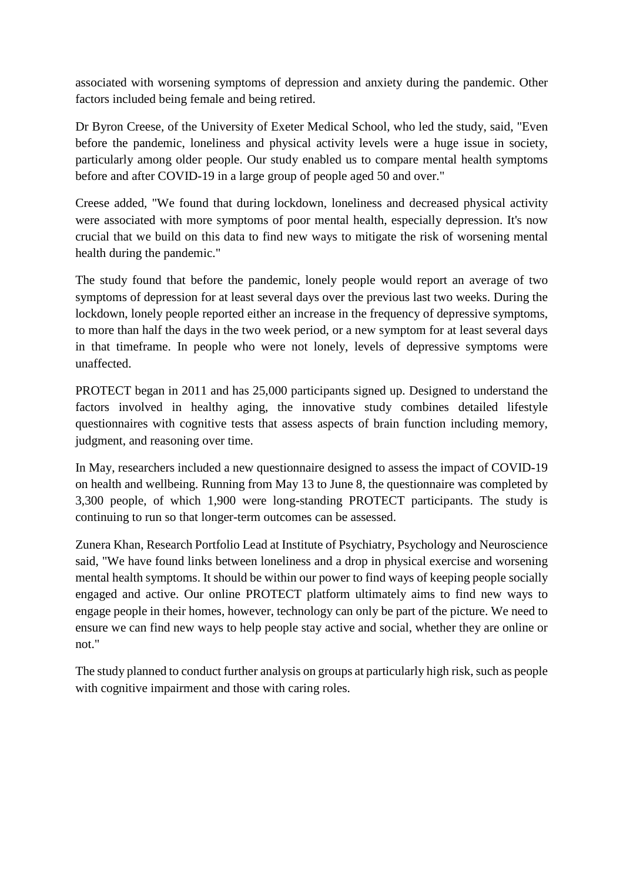associated with worsening symptoms of depression and anxiety during the pandemic. Other factors included being female and being retired.

Dr Byron Creese, of the University of Exeter Medical School, who led the study, said, "Even before the pandemic, loneliness and physical activity levels were a huge issue in society, particularly among older people. Our study enabled us to compare mental health symptoms before and after COVID-19 in a large group of people aged 50 and over."

Creese added, "We found that during lockdown, loneliness and decreased physical activity were associated with more symptoms of poor mental health, especially depression. It's now crucial that we build on this data to find new ways to mitigate the risk of worsening mental health during the pandemic."

The study found that before the pandemic, lonely people would report an average of two symptoms of depression for at least several days over the previous last two weeks. During the lockdown, lonely people reported either an increase in the frequency of depressive symptoms, to more than half the days in the two week period, or a new symptom for at least several days in that timeframe. In people who were not lonely, levels of depressive symptoms were unaffected.

PROTECT began in 2011 and has 25,000 participants signed up. Designed to understand the factors involved in healthy aging, the innovative study combines detailed lifestyle questionnaires with cognitive tests that assess aspects of brain function including memory, judgment, and reasoning over time.

In May, researchers included a new questionnaire designed to assess the impact of COVID-19 on health and wellbeing. Running from May 13 to June 8, the questionnaire was completed by 3,300 people, of which 1,900 were long-standing PROTECT participants. The study is continuing to run so that longer-term outcomes can be assessed.

Zunera Khan, Research Portfolio Lead at Institute of Psychiatry, Psychology and Neuroscience said, "We have found links between loneliness and a drop in physical exercise and worsening mental health symptoms. It should be within our power to find ways of keeping people socially engaged and active. Our online PROTECT platform ultimately aims to find new ways to engage people in their homes, however, technology can only be part of the picture. We need to ensure we can find new ways to help people stay active and social, whether they are online or not."

The study planned to conduct further analysis on groups at particularly high risk, such as people with cognitive impairment and those with caring roles.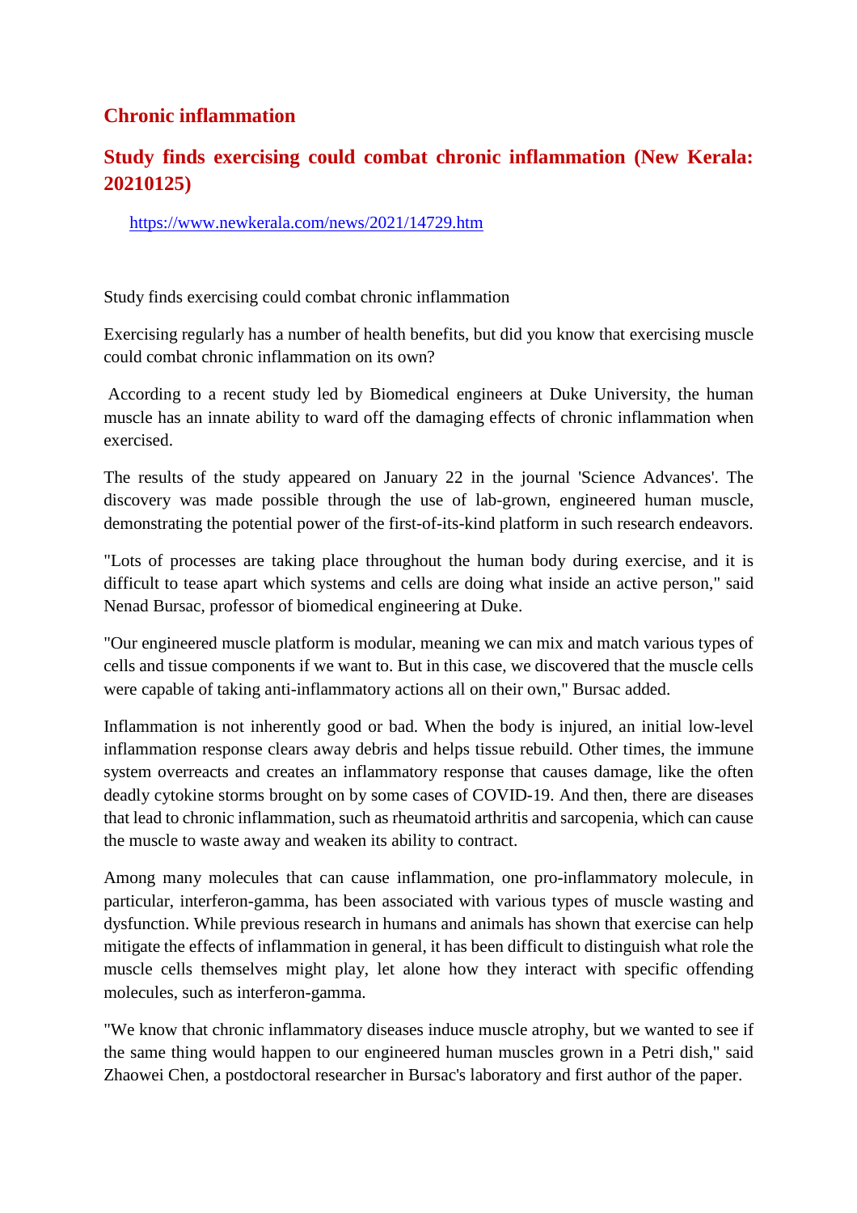## Chronic inflammation

## Study finds exercising could combat chronic inflammation (New Kerala: 20210125)

https://www.newkerala.com/news/2021/14729.htm

Study finds exercising could combat chronic inflammation

Exercising regularly has a number of health benefits, but did you know that exercising muscle could combat chronic inflammation on its own?

According to a recent study led by Biomedical engineers at Duke University, the human muscle has an innate ability to ward off the damaging effects of chronic inflammation when exercised.

The results of the study appeared on January 22 in the journal 'Science Advances'. The discovery was made possible through the use of lab-grown, engineered human muscle, demonstrating the potential power of the first-of-its-kind platform in such research endeavors.

"Lots of processes are taking place throughout the human body during exercise, and it is difficult to tease apart which systems and cells are doing what inside an active person," said Nenad Bursac, professor of biomedical engineering at Duke.

"Our engineered muscle platform is modular, meaning we can mix and match various types of cells and tissue components if we want to. But in this case, we discovered that the muscle cells were capable of taking anti-inflammatory actions all on their own," Bursac added.

Inflammation is not inherently good or bad. When the body is injured, an initial low-level inflammation response clears away debris and helps tissue rebuild. Other times, the immune system overreacts and creates an inflammatory response that causes damage, like the often deadly cytokine storms brought on by some cases of COVID-19. And then, there are diseases that lead to chronic inflammation, such as rheumatoid arthritis and sarcopenia, which can cause the muscle to waste away and weaken its ability to contract.

Among many molecules that can cause inflammation, one pro-inflammatory molecule, in particular, interferon-gamma, has been associated with various types of muscle wasting and dysfunction. While previous research in humans and animals has shown that exercise can help mitigate the effects of inflammation in general, it has been difficult to distinguish what role the muscle cells themselves might play, let alone how they interact with specific offending molecules, such as interferon-gamma.

"We know that chronic inflammatory diseases induce muscle atrophy, but we wanted to see if the same thing would happen to our engineered human muscles grown in a Petri dish," said Zhaowei Chen, a postdoctoral researcher in Bursac's laboratory and first author of the paper.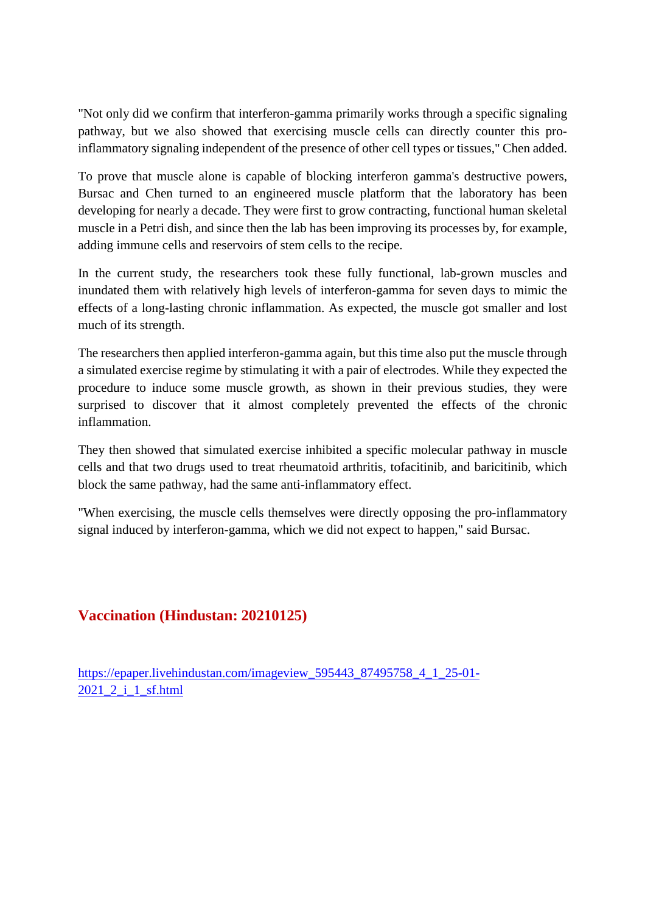"Not only did we confirm that interferon-gamma primarily works through a specific signaling pathway, but we also showed that exercising muscle cells can directly counter this pro-inflammatory signaling independent of the presence of other cell types or tissues," Chen added.

To prove that muscle alone is capable of blocking interferon gamma's destructive powers, Bursac and Chen turned to an engineered muscle platform that the laboratory has been developing for nearly a decade. They were first to grow contracting, functional human skeletal muscle in a Petri dish, and since then the lab has been improving its processes by, for example, adding immune cells and reservoirs of stem cells to the recipe.

In the current study, the researchers took these fully functional, lab-grown muscles and inundated them with relatively high levels of interferon-gamma for seven days to mimic the effects of a long-lasting chronic inflammation. As expected, the muscle got smaller and lost much of its strength.

The researchers then applied interferon-gamma again, but this time also put the muscle through a simulated exercise regime by stimulating it with a pair of electrodes. While they expected the procedure to induce some muscle growth, as shown in their previous studies, they were surprised to discover that it almost completely prevented the effects of the chronic inflammation.

They then showed that simulated exercise inhibited a specific molecular pathway in muscle cells and that two drugs used to treat rheumatoid arthritis, tofacitinib, and baricitinib, which block the same pathway, had the same anti-inflammatory effect.

"When exercising, the muscle cells themselves were directly opposing the pro-inflammatory signal induced by interferon-gamma, which we did not expect to happen," said Bursac.

## Vaccination (Hindustan: 20210125)

[https://epaper.livehindustan.com/imageview_595443_87495758_4_1_25-01-2021_2_i_1_sf.html](https://epaper.livehindustan.com/imageview_595443_87495758_4_1_25-01-2021_2_i_1_sf.html)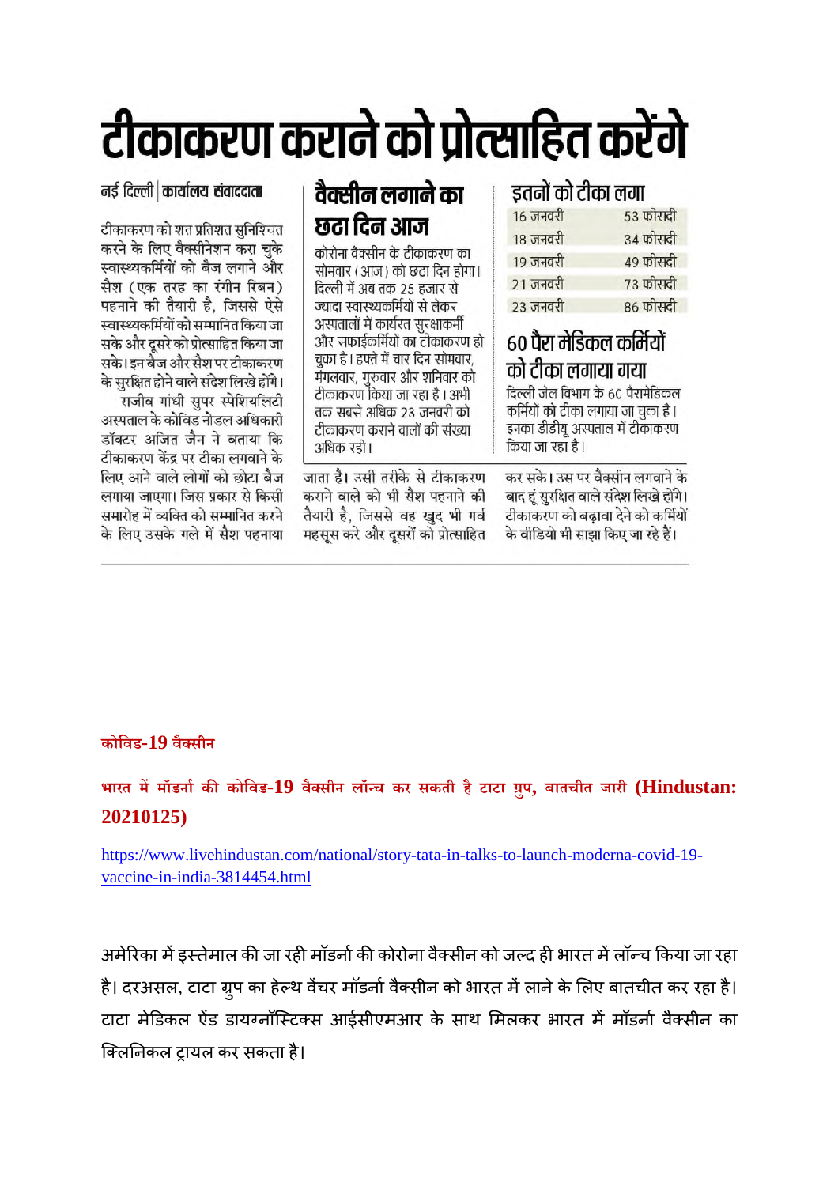# टीकाकरण कराने को प्रोत्साहित करेंगे

नई दिल्ली | कार्यालय संवाददाता

टीकाकरण को शत प्रतिशत सुनिश्चित करने के लिए वैक्सीनेशन करा चुके स्वास्थ्यकर्मियों को बैज लगाने और सैश (एक तरह का रंगीन रिबन) पहनाने की तैयारी है, जिससे ऐसे स्वास्थ्यकर्मियों को सम्मानित किया जा सके और दूसरे को प्रोत्साहित किया जा सके। इन बैज और सैश पर टीकाकरण के सुरक्षित होने वाले संदेश लिखे होंगे।

राजीव गांधी सुपर स्पेशियलिटी अस्पताल के कोविड नोडल अधिकारी डॉक्टर अजित जैन ने बताया कि टीकाकरण केंद्र पर टीका लगवाने के लिए आने वाले लोगों को छोटा बैज लगाया जाएगा। जिस प्रकार से किसी समारोह में व्यक्ति को सम्मानित करने के लिए उसके गले में सैश पहनाया जाता है। उसी तरीके से टीकाकरण कराने वाले को भी सैश पहनाने की तैयारी है, जिससे वह खुद भी गर्व महसूस करे और दूसरों को प्रोत्साहित कर सके। उस पर वैक्सीन लगवाने के बाद हूं सुरक्षित वाले संदेश लिखे होंगे। टीकाकरण को बढ़ावा देने को कर्मियों के वीडियो भी साझा किए जा रहे हैं।

## वैक्सीन लगाने का छठा दिन आज

कोरोना वैक्सीन के टीकाकरण का सोमवार (आज) को छठा दिन होगा। दिल्ली में अब तक 25 हजार से ज्यादा स्वास्थ्यकर्मियों से लेकर अस्पतालों में कार्यरत सुरक्षाकर्मी और सफाईकर्मियों का टीकाकरण हो चुका है। हफ्ते में चार दिन सोमवार, मंगलवार, गुरुवार और शनिवार को टीकाकरण किया जा रहा है। अभी तक सबसे अधिक 23 जनवरी को टीकाकरण कराने वालों की संख्या अधिक रही।

## इतनों को टीका लगा

| | |
|---|---|
| 16 जनवरी | 53 फीसदी |
| 18 जनवरी | 34 फीसदी |
| 19 जनवरी | 49 फीसदी |
| 21 जनवरी | 73 फीसदी |
| 23 जनवरी | 86 फीसदी |

## 60 पैरा मेडिकल कर्मियों को टीका लगाया गया

दिल्ली जेल विभाग के 60 पैरामेडिकल कर्मियों को टीका लगाया जा चुका है। इनका डीडीयू अस्पताल में टीकाकरण किया जा रहा है।

**कोविड-19 वैक्सीन**

**भारत में मॉडर्ना की कोविड-19 वैक्सीन लॉन्च कर सकती है टाटा ग्रुप, बातचीत जारी (Hindustan: 20210125)**

https://www.livehindustan.com/national/story-tata-in-talks-to-launch-moderna-covid-19-vaccine-in-india-3814454.html

अमेरिका में इस्तेमाल की जा रही मॉडर्ना की कोरोना वैक्सीन को जल्द ही भारत में लॉन्च किया जा रहा है। दरअसल, टाटा ग्रुप का हेल्थ वेंचर मॉडर्ना वैक्सीन को भारत में लाने के लिए बातचीत कर रहा है। टाटा मेडिकल ऐंड डायग्नॉस्टिक्स आईसीएमआर के साथ मिलकर भारत में मॉडर्ना वैक्सीन का क्लिनिकल ट्रायल कर सकता है।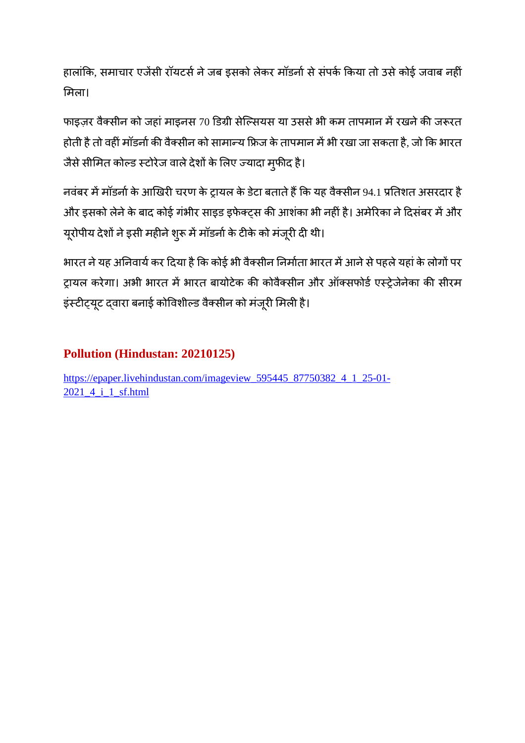हालांकि, समाचार एजेंसी रॉयटर्स ने जब इसको लेकर मॉडर्ना से संपर्क किया तो उसे कोई जवाब नहीं मिला।

फाइज़र वैक्सीन को जहां माइनस 70 डिग्री सेल्सियस या उससे भी कम तापमान में रखने की जरूरत होती है तो वहीं मॉडर्ना की वैक्सीन को सामान्य फ्रिज के तापमान में भी रखा जा सकता है, जो कि भारत जैसे सीमित कोल्ड स्टोरेज वाले देशों के लिए ज्यादा मुफीद है।

नवंबर में मॉडर्ना के आखिरी चरण के ट्रायल के डेटा बताते हैं कि यह वैक्सीन 94.1 प्रतिशत असरदार है और इसको लेने के बाद कोई गंभीर साइड इफेक्ट्स की आशंका भी नहीं है। अमेरिका ने दिसंबर में और यूरोपीय देशों ने इसी महीने शुरू में मॉडर्ना के टीके को मंज़ूरी दी थी।

भारत ने यह अनिवार्य कर दिया है कि कोई भी वैक्सीन निर्माता भारत में आने से पहले यहां के लोगों पर ट्रायल करेगा। अभी भारत में भारत बायोटेक की कोवैक्सीन और ऑक्सफोर्ड एस्ट्रेजेनेका की सीरम इंस्टीट्यूट द्वारा बनाई कोविशील्ड वैक्सीन को मंज़ूरी मिली है।

## Pollution (Hindustan: 20210125)

https://epaper.livehindustan.com/imageview_595445_87750382_4_1_25-01-2021_4_i_1_sf.html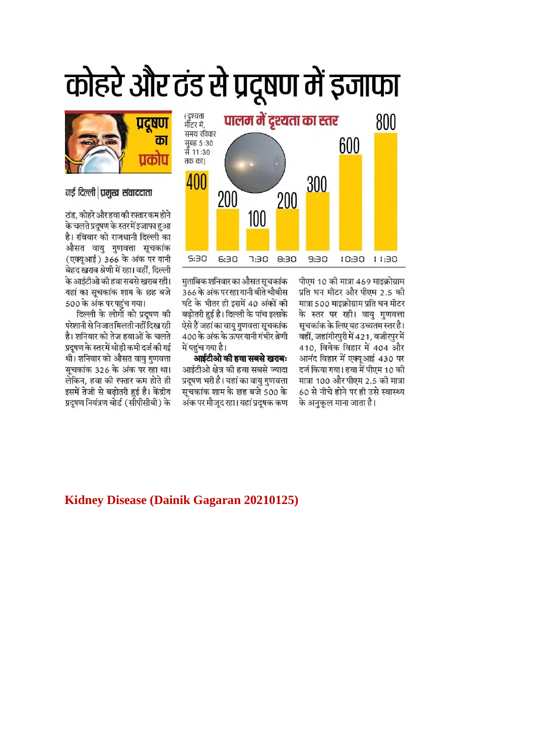# कोहरे और ठंड से प्रदूषण में इजाफा

प्रदूषण का प्रकोप

**नई दिल्ली | प्रमुख संवाददाता**

ठंड, कोहरे और हवा की रफ्तार कम होने के चलते प्रदूषण के स्तर में इजाफा हुआ है। रविवार को राजधानी दिल्ली का औसत वायु गुणवत्ता सूचकांक (एक्यूआई) 366 के अंक पर यानी बेहद खराब श्रेणी में रहा। वहीं, दिल्ली के आईटीओ की हवा सबसे खराब रही। यहां का सूचकांक शाम के छह बजे 500 के अंक पर पहुंच गया।

दिल्ली के लोगों को प्रदूषण की परेशानी से निजात मिलती नहीं दिख रही है। शनिवार को तेज हवाओं के चलते प्रदूषण के स्तर में थोड़ी कमी दर्ज की गई थी। शनिवार को औसत वायु गुणवत्ता सूचकांक 326 के अंक पर रहा था। लेकिन, हवा की रफ्तार कम होते ही इसमें तेजी से बढ़ोतरी हुई है। केंद्रीय प्रदूषण नियंत्रण बोर्ड (सीपीसीबी) के मुताबिक शनिवार का औसत सूचकांक 366 के अंक पर रहा यानी बीते चौबीस घंटे के भीतर ही इसमें 40 अंकों की बढ़ोतरी हुई है। दिल्ली के पांच इलाके ऐसे हैं जहां का वायु गुणवत्ता सूचकांक 400 के अंक के ऊपर यानी गंभीर श्रेणी में पहुंच गया है।

**आईटीओ की हवा सबसे खराब:** आईटीओ क्षेत्र की हवा सबसे ज्यादा प्रदूषण भरी है। यहां का वायु गुणवत्ता सूचकांक शाम के छह बजे 500 के अंक पर मौजूद रहा। यहां प्रदूषक कण पीएम 10 की मात्रा 469 माइक्रोग्राम प्रति घन मीटर और पीएम 2.5 की मात्रा 500 माइक्रोग्राम प्रति घन मीटर के स्तर पर रही। वायु गुणवत्ता सूचकांक के लिए यह उच्चतम स्तर है। वहीं, जहांगीरपुरी में 421, वजीरपुर में 410, विवेक विहार में 404 और आनंद विहार में एक्यूआई 430 पर दर्ज किया गया। हवा में पीएम 10 की मात्रा 100 और पीएम 2.5 की मात्रा 60 से नीचे होने पर ही उसे स्वास्थ्य के अनुकूल माना जाता है।

**पालम में दृश्यता का स्तर**

(दृश्यता मीटर में, समय रविवार सुबह 5:30 से 11:30 तक का)

| समय | दृश्यता |
|---|---|
| 5:30 | 400 |
| 6:30 | 200 |
| 7:30 | 100 |
| 8:30 | 200 |
| 9:30 | 300 |
| 10:30 | 600 |
| 11:30 | 800 |

**Kidney Disease (Dainik Gagaran 20210125)**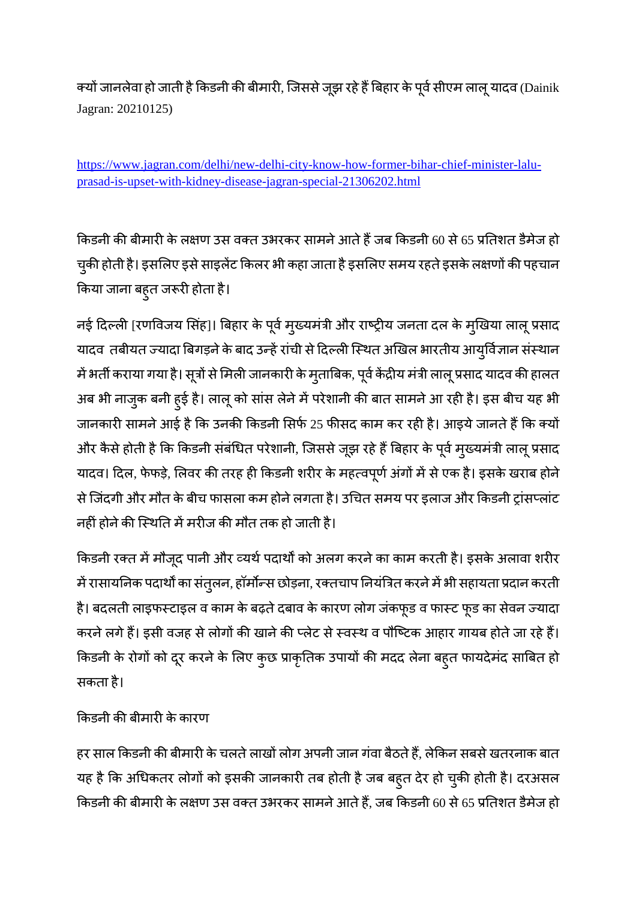क्यों जानलेवा हो जाती है किडनी की बीमारी, जिससे जूझ रहे हैं बिहार के पूर्व सीएम लालू यादव (Dainik Jagran: 20210125)

https://www.jagran.com/delhi/new-delhi-city-know-how-former-bihar-chief-minister-lalu-prasad-is-upset-with-kidney-disease-jagran-special-21306202.html

किडनी की बीमारी के लक्षण उस वक्त उभरकर सामने आते हैं जब किडनी 60 से 65 प्रतिशत डैमेज हो चुकी होती है। इसलिए इसे साइलेंट किलर भी कहा जाता है इसलिए समय रहते इसके लक्षणों की पहचान किया जाना बहुत जरूरी होता है।

नई दिल्ली [रणविजय सिंह]। बिहार के पूर्व मुख्यमंत्री और राष्ट्रीय जनता दल के मुखिया लालू प्रसाद यादव तबीयत ज्यादा बिगड़ने के बाद उन्हें रांची से दिल्ली स्थित अखिल भारतीय आयुर्विज्ञान संस्थान में भर्ती कराया गया है। सूत्रों से मिली जानकारी के मुताबिक, पूर्व केंद्रीय मंत्री लालू प्रसाद यादव की हालत अब भी नाजुक बनी हुई है। लालू को सांस लेने में परेशानी की बात सामने आ रही है। इस बीच यह भी जानकारी सामने आई है कि उनकी किडनी सिर्फ 25 फीसद काम कर रही है। आइये जानते हैं कि क्यों और कैसे होती है कि किडनी संबंधित परेशानी, जिससे जूझ रहे हैं बिहार के पूर्व मुख्यमंत्री लालू प्रसाद यादव। दिल, फेफड़े, लिवर की तरह ही किडनी शरीर के महत्वपूर्ण अंगों में से एक है। इसके खराब होने से जिंदगी और मौत के बीच फासला कम होने लगता है। उचित समय पर इलाज और किडनी ट्रांसप्लांट नहीं होने की स्थिति में मरीज की मौत तक हो जाती है।

किडनी रक्त में मौजूद पानी और व्यर्थ पदार्थों को अलग करने का काम करती है। इसके अलावा शरीर में रासायनिक पदार्थों का संतुलन, हॉर्मोन्स छोड़ना, रक्तचाप नियंत्रित करने में भी सहायता प्रदान करती है। बदलती लाइफस्टाइल व काम के बढ़ते दबाव के कारण लोग जंकफूड व फास्ट फूड का सेवन ज्यादा करने लगे हैं। इसी वजह से लोगों की खाने की प्लेट से स्वस्थ व पौष्टिक आहार गायब होते जा रहे हैं। किडनी के रोगों को दूर करने के लिए कुछ प्राकृतिक उपायों की मदद लेना बहुत फायदेमंद साबित हो सकता है।

किडनी की बीमारी के कारण

हर साल किडनी की बीमारी के चलते लाखों लोग अपनी जान गंवा बैठते हैं, लेकिन सबसे खतरनाक बात यह है कि अधिकतर लोगों को इसकी जानकारी तब होती है जब बहुत देर हो चुकी होती है। दरअसल किडनी की बीमारी के लक्षण उस वक्त उभरकर सामने आते हैं, जब किडनी 60 से 65 प्रतिशत डैमेज हो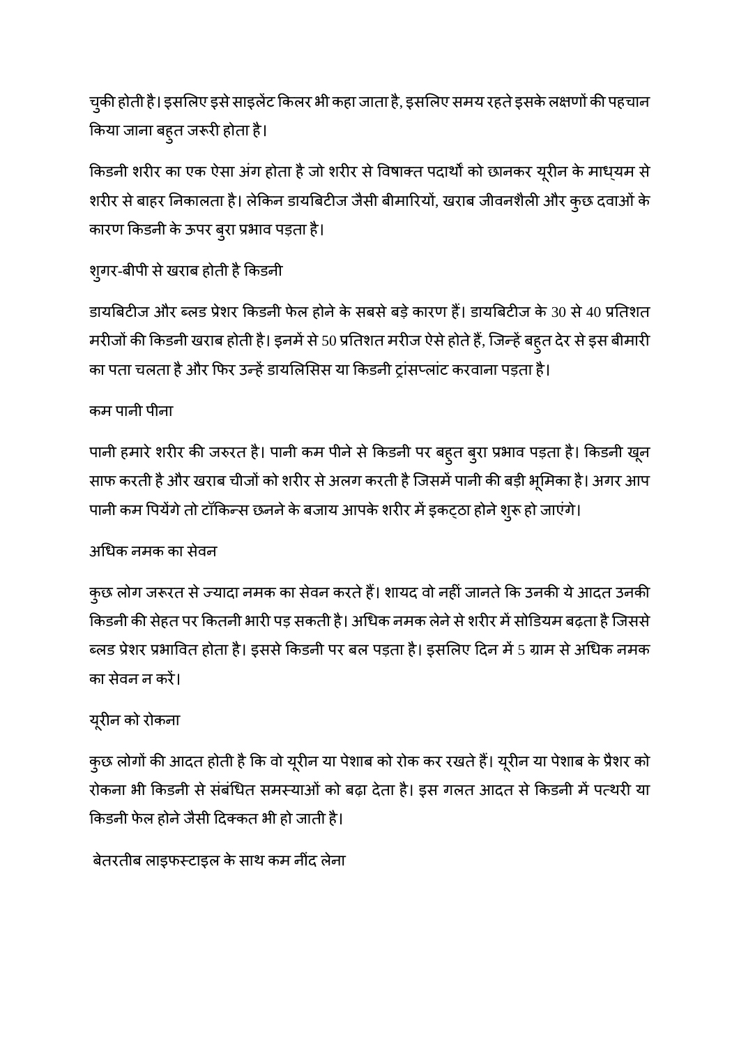चुकी होती है। इसलिए इसे साइलेंट किलर भी कहा जाता है, इसलिए समय रहते इसके लक्षणों की पहचान किया जाना बहुत जरूरी होता है।

किडनी शरीर का एक ऐसा अंग होता है जो शरीर से विषाक्त पदार्थों को छानकर यूरीन के माध्यम से शरीर से बाहर निकालता है। लेकिन डायबिटीज जैसी बीमारियों, खराब जीवनशैली और कुछ दवाओं के कारण किडनी के ऊपर बुरा प्रभाव पड़ता है।

शुगर-बीपी से खराब होती है किडनी

डायबिटीज और ब्लड प्रेशर किडनी फेल होने के सबसे बड़े कारण हैं। डायबिटीज के 30 से 40 प्रतिशत मरीजों की किडनी खराब होती है। इनमें से 50 प्रतिशत मरीज ऐसे होते हैं, जिन्हें बहुत देर से इस बीमारी का पता चलता है और फिर उन्हें डायलिसिस या किडनी ट्रांसप्लांट करवाना पड़ता है।

कम पानी पीना

पानी हमारे शरीर की जरुरत है। पानी कम पीने से किडनी पर बहुत बुरा प्रभाव पड़ता है। किडनी खून साफ करती है और खराब चीजों को शरीर से अलग करती है जिसमें पानी की बड़ी भूमिका है। अगर आप पानी कम पियेंगे तो टॉकिन्स छनने के बजाय आपके शरीर में इकट्ठा होने शुरू हो जाएंगे।

अधिक नमक का सेवन

कुछ लोग जरूरत से ज्यादा नमक का सेवन करते हैं। शायद वो नहीं जानते कि उनकी ये आदत उनकी किडनी की सेहत पर कितनी भारी पड़ सकती है। अधिक नमक लेने से शरीर में सोडियम बढ़ता है जिससे ब्लड प्रेशर प्रभावित होता है। इससे किडनी पर बल पड़ता है। इसलिए दिन में 5 ग्राम से अधिक नमक का सेवन न करें।

यूरीन को रोकना

कुछ लोगों की आदत होती है कि वो यूरीन या पेशाब को रोक कर रखते हैं। यूरीन या पेशाब के प्रैशर को रोकना भी किडनी से संबंधित समस्याओं को बढ़ा देता है। इस गलत आदत से किडनी में पत्थरी या किडनी फेल होने जैसी दिक्कत भी हो जाती है।

बेतरतीब लाइफस्टाइल के साथ कम नींद लेना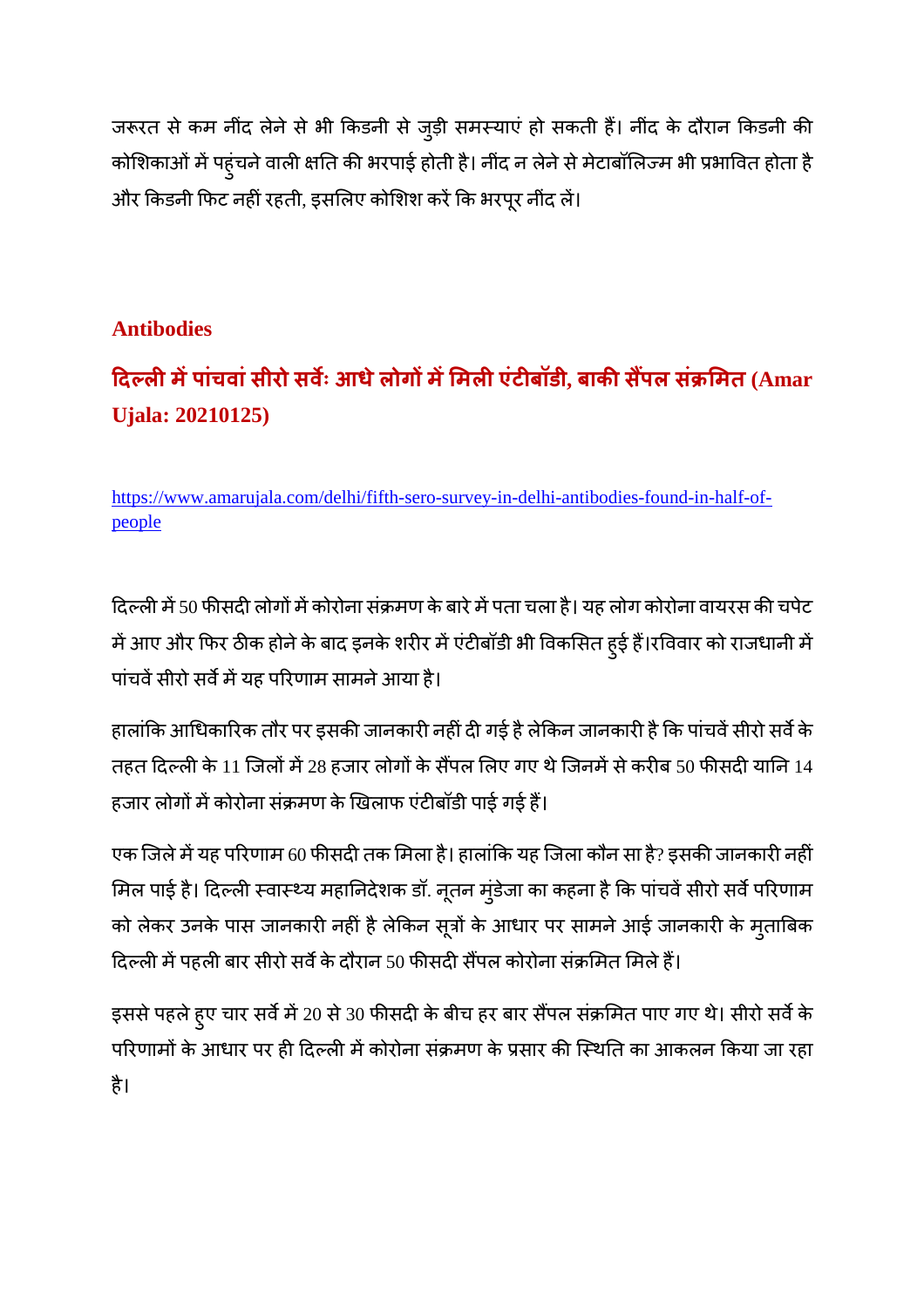जरूरत से कम नींद लेने से भी किडनी से जुड़ी समस्याएं हो सकती हैं। नींद के दौरान किडनी की कोशिकाओं में पहुंचने वाली क्षति की भरपाई होती है। नींद न लेने से मेटाबॉलिज्म भी प्रभावित होता है और किडनी फिट नहीं रहती, इसलिए कोशिश करें कि भरपूर नींद लें।

## Antibodies

### दिल्ली में पांचवां सीरो सर्वेः आधे लोगों में मिली एंटीबॉडी, बाकी सैंपल संक्रमित (Amar Ujala: 20210125)

https://www.amarujala.com/delhi/fifth-sero-survey-in-delhi-antibodies-found-in-half-of-people

दिल्ली में 50 फीसदी लोगों में कोरोना संक्रमण के बारे में पता चला है। यह लोग कोरोना वायरस की चपेट में आए और फिर ठीक होने के बाद इनके शरीर में एंटीबॉडी भी विकसित हुई हैं।रविवार को राजधानी में पांचवें सीरो सर्वे में यह परिणाम सामने आया है।

हालांकि आधिकारिक तौर पर इसकी जानकारी नहीं दी गई है लेकिन जानकारी है कि पांचवें सीरो सर्वे के तहत दिल्ली के 11 जिलों में 28 हजार लोगों के सैंपल लिए गए थे जिनमें से करीब 50 फीसदी यानि 14 हजार लोगों में कोरोना संक्रमण के खिलाफ एंटीबॉडी पाई गई हैं।

एक जिले में यह परिणाम 60 फीसदी तक मिला है। हालांकि यह जिला कौन सा है? इसकी जानकारी नहीं मिल पाई है। दिल्ली स्वास्थ्य महानिदेशक डॉ. नूतन मुंडेजा का कहना है कि पांचवें सीरो सर्वे परिणाम को लेकर उनके पास जानकारी नहीं है लेकिन सूत्रों के आधार पर सामने आई जानकारी के मुताबिक दिल्ली में पहली बार सीरो सर्वे के दौरान 50 फीसदी सैंपल कोरोना संक्रमित मिले हैं।

इससे पहले हुए चार सर्वे में 20 से 30 फीसदी के बीच हर बार सैंपल संक्रमित पाए गए थे। सीरो सर्वे के परिणामों के आधार पर ही दिल्ली में कोरोना संक्रमण के प्रसार की स्थिति का आकलन किया जा रहा है।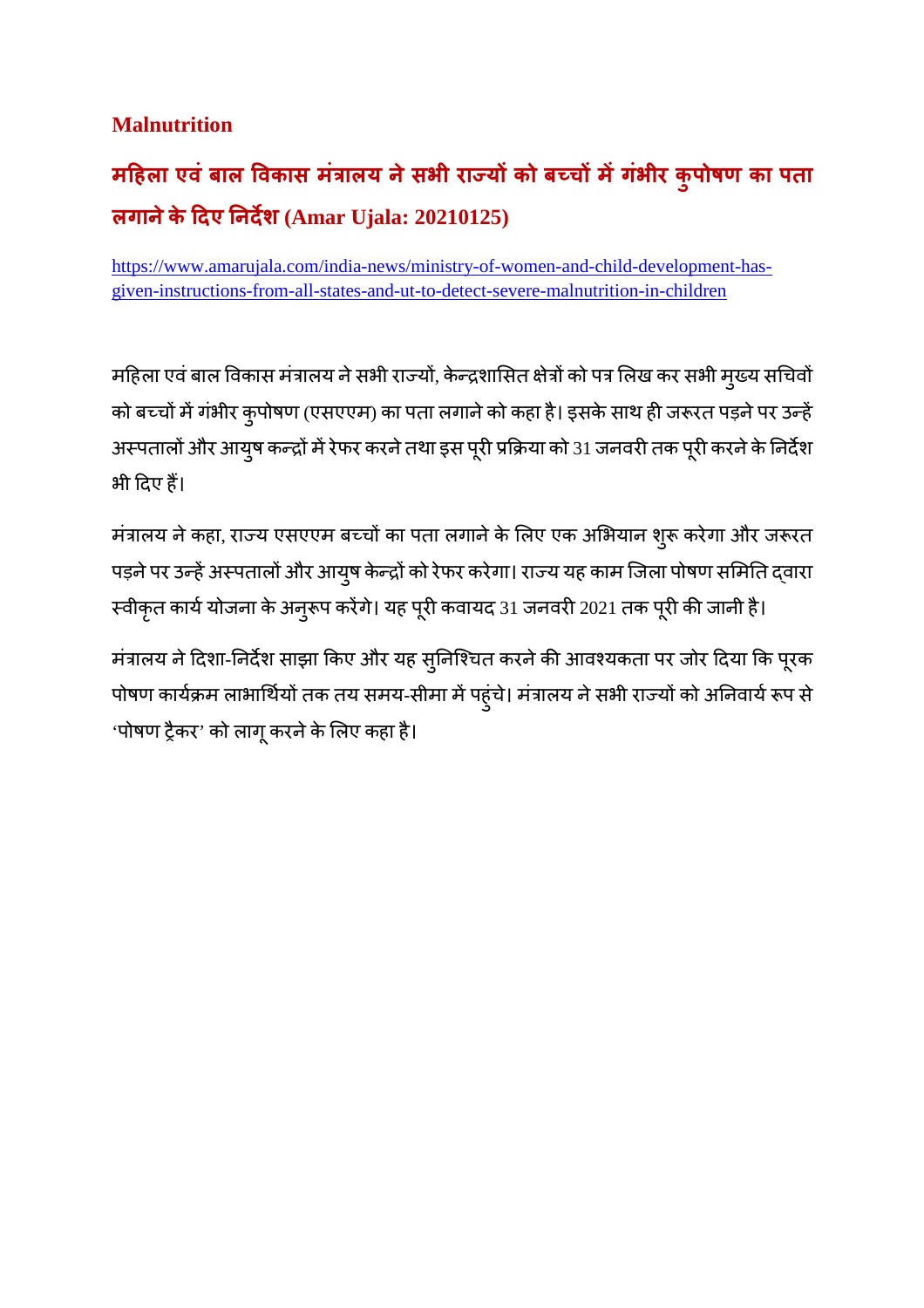## Malnutrition

## महिला एवं बाल विकास मंत्रालय ने सभी राज्यों को बच्चों में गंभीर कुपोषण का पता लगाने के दिए निर्देश (Amar Ujala: 20210125)

https://www.amarujala.com/india-news/ministry-of-women-and-child-development-has-given-instructions-from-all-states-and-ut-to-detect-severe-malnutrition-in-children

महिला एवं बाल विकास मंत्रालय ने सभी राज्यों, केन्द्रशासित क्षेत्रों को पत्र लिख कर सभी मुख्य सचिवों को बच्चों में गंभीर कुपोषण (एसएएम) का पता लगाने को कहा है। इसके साथ ही जरूरत पड़ने पर उन्हें अस्पतालों और आयुष कन्द्रों में रेफर करने तथा इस पूरी प्रक्रिया को 31 जनवरी तक पूरी करने के निर्देश भी दिए हैं।

मंत्रालय ने कहा, राज्य एसएएम बच्चों का पता लगाने के लिए एक अभियान शुरू करेगा और जरूरत पड़ने पर उन्हें अस्पतालों और आयुष केन्द्रों को रेफर करेगा। राज्य यह काम जिला पोषण समिति द्वारा स्वीकृत कार्य योजना के अनुरूप करेंगे। यह पूरी कवायद 31 जनवरी 2021 तक पूरी की जानी है।

मंत्रालय ने दिशा-निर्देश साझा किए और यह सुनिश्चित करने की आवश्यकता पर जोर दिया कि पूरक पोषण कार्यक्रम लाभार्थियों तक तय समय-सीमा में पहुंचे। मंत्रालय ने सभी राज्यों को अनिवार्य रूप से 'पोषण ट्रैकर' को लागू करने के लिए कहा है।